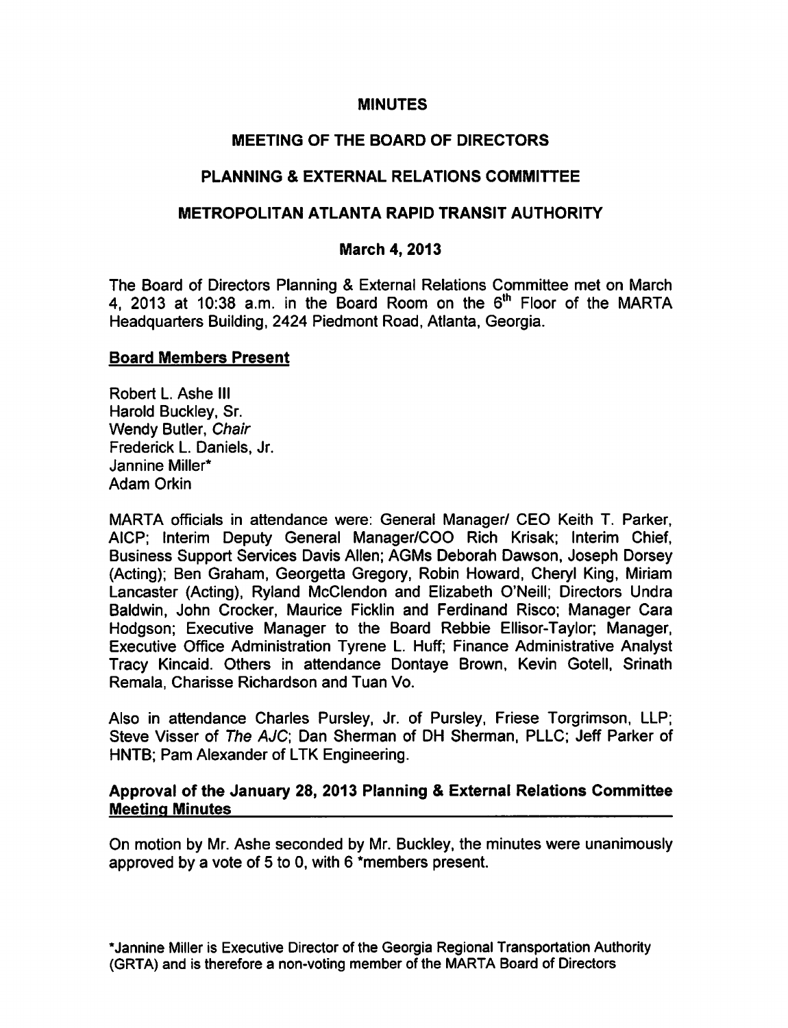# MINUTES

## MEETING OF THE BOARD OF DIRECTORS

## PLANNING & EXTERNAL RELATIONS COMMITTEE

## METROPOLITAN ATLANTA RAPID TRANSIT AUTHORITY

## March 4, 2013

The Board of Directors Planning & External Relations Committee met on March 4, 2013 at 10:38 a.m. in the Board Room on the 6th Floor of the MARTA Headquarters Building, 2424 Piedmont Road, Atlanta, Georgia.

**Board Members Present**

Robert L. Ashe III
Harold Buckley, Sr.
Wendy Butler, *Chair*
Frederick L. Daniels, Jr.
Jannine Miller*
Adam Orkin

MARTA officials in attendance were: General Manager/ CEO Keith T. Parker, AICP; Interim Deputy General Manager/COO Rich Krisak; Interim Chief, Business Support Services Davis Allen; AGMs Deborah Dawson, Joseph Dorsey (Acting); Ben Graham, Georgetta Gregory, Robin Howard, Cheryl King, Miriam Lancaster (Acting), Ryland McClendon and Elizabeth O'Neill; Directors Undra Baldwin, John Crocker, Maurice Ficklin and Ferdinand Risco; Manager Cara Hodgson; Executive Manager to the Board Rebbie Ellisor-Taylor; Manager, Executive Office Administration Tyrene L. Huff; Finance Administrative Analyst Tracy Kincaid. Others in attendance Dontaye Brown, Kevin Gotell, Srinath Remala, Charisse Richardson and Tuan Vo.

Also in attendance Charles Pursley, Jr. of Pursley, Friese Torgrimson, LLP; Steve Visser of *The AJC*; Dan Sherman of DH Sherman, PLLC; Jeff Parker of HNTB; Pam Alexander of LTK Engineering.

**Approval of the January 28, 2013 Planning & External Relations Committee Meeting Minutes**

On motion by Mr. Ashe seconded by Mr. Buckley, the minutes were unanimously approved by a vote of 5 to 0, with 6 *members present.

*Jannine Miller is Executive Director of the Georgia Regional Transportation Authority (GRTA) and is therefore a non-voting member of the MARTA Board of Directors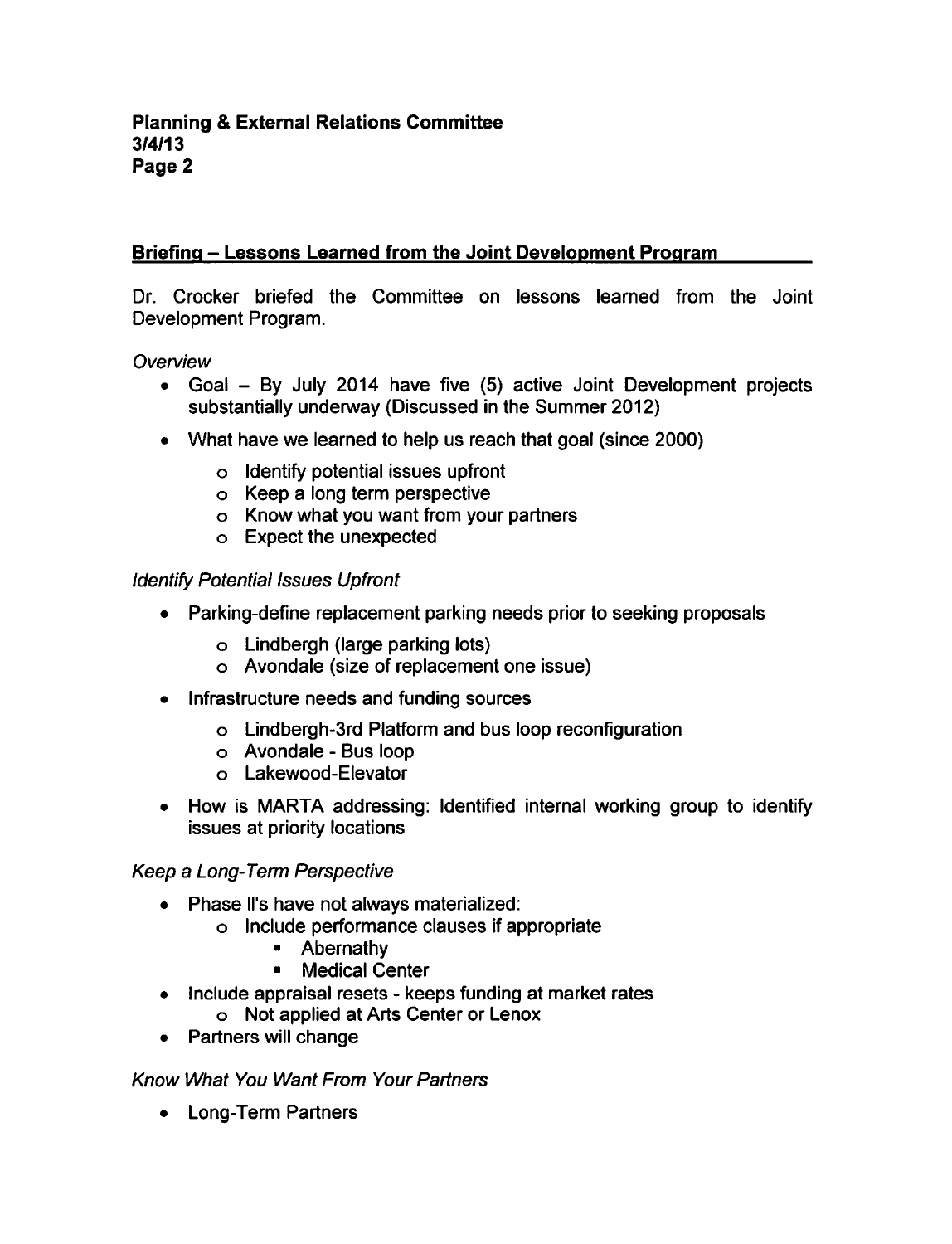## Briefing – Lessons Learned from the Joint Development Program

Dr. Crocker briefed the Committee on lessons learned from the Joint Development Program.

*Overview*

- Goal – By July 2014 have five (5) active Joint Development projects substantially underway (Discussed in the Summer 2012)
- What have we learned to help us reach that goal (since 2000)
  - Identify potential issues upfront
  - Keep a long term perspective
  - Know what you want from your partners
  - Expect the unexpected

*Identify Potential Issues Upfront*

- Parking-define replacement parking needs prior to seeking proposals
  - Lindbergh (large parking lots)
  - Avondale (size of replacement one issue)
- Infrastructure needs and funding sources
  - Lindbergh-3rd Platform and bus loop reconfiguration
  - Avondale - Bus loop
  - Lakewood-Elevator
- How is MARTA addressing: Identified internal working group to identify issues at priority locations

*Keep a Long-Term Perspective*

- Phase II's have not always materialized:
  - Include performance clauses if appropriate
    - Abernathy
    - Medical Center
- Include appraisal resets - keeps funding at market rates
  - Not applied at Arts Center or Lenox
- Partners will change

*Know What You Want From Your Partners*

- Long-Term Partners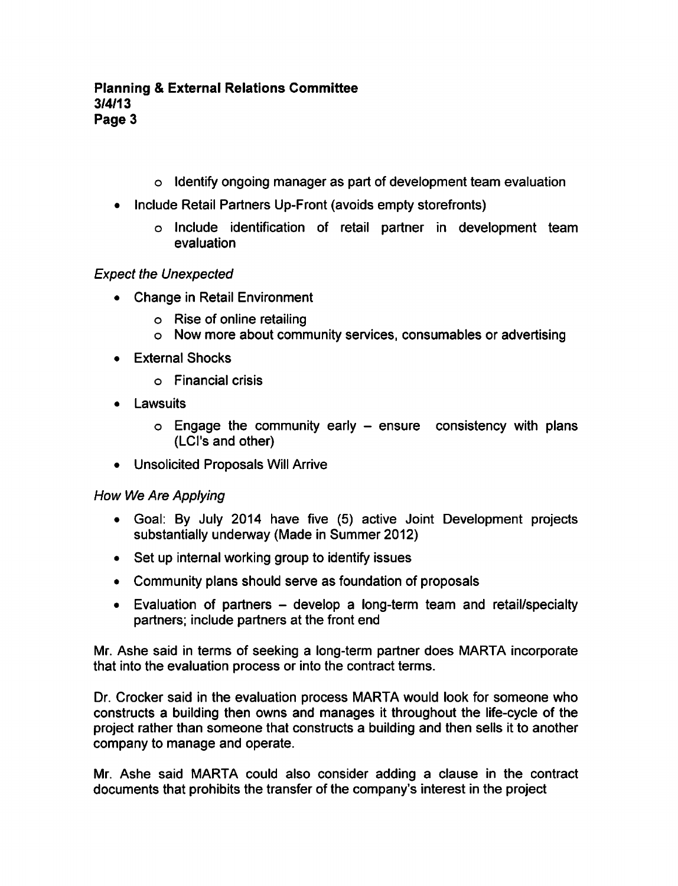- Identify ongoing manager as part of development team evaluation
- Include Retail Partners Up-Front (avoids empty storefronts)
  - Include identification of retail partner in development team evaluation

*Expect the Unexpected*

- Change in Retail Environment
  - Rise of online retailing
  - Now more about community services, consumables or advertising
- External Shocks
  - Financial crisis
- Lawsuits
  - Engage the community early – ensure consistency with plans (LCI's and other)
- Unsolicited Proposals Will Arrive

*How We Are Applying*

- Goal: By July 2014 have five (5) active Joint Development projects substantially underway (Made in Summer 2012)
- Set up internal working group to identify issues
- Community plans should serve as foundation of proposals
- Evaluation of partners – develop a long-term team and retail/specialty partners; include partners at the front end

Mr. Ashe said in terms of seeking a long-term partner does MARTA incorporate that into the evaluation process or into the contract terms.

Dr. Crocker said in the evaluation process MARTA would look for someone who constructs a building then owns and manages it throughout the life-cycle of the project rather than someone that constructs a building and then sells it to another company to manage and operate.

Mr. Ashe said MARTA could also consider adding a clause in the contract documents that prohibits the transfer of the company's interest in the project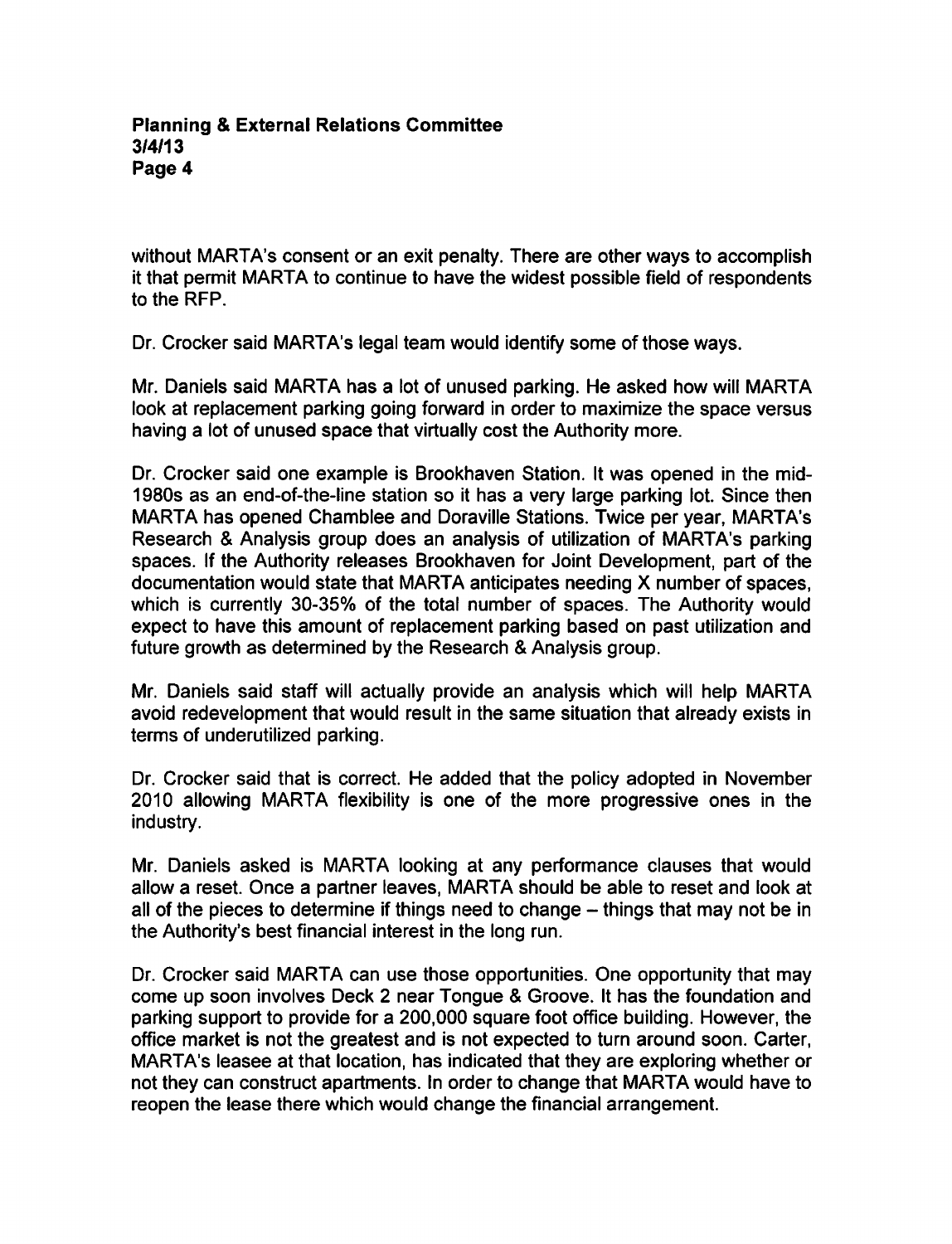without MARTA's consent or an exit penalty. There are other ways to accomplish it that permit MARTA to continue to have the widest possible field of respondents to the RFP.

Dr. Crocker said MARTA's legal team would identify some of those ways.

Mr. Daniels said MARTA has a lot of unused parking. He asked how will MARTA look at replacement parking going forward in order to maximize the space versus having a lot of unused space that virtually cost the Authority more.

Dr. Crocker said one example is Brookhaven Station. It was opened in the mid-1980s as an end-of-the-line station so it has a very large parking lot. Since then MARTA has opened Chamblee and Doraville Stations. Twice per year, MARTA's Research & Analysis group does an analysis of utilization of MARTA's parking spaces. If the Authority releases Brookhaven for Joint Development, part of the documentation would state that MARTA anticipates needing X number of spaces, which is currently 30-35% of the total number of spaces. The Authority would expect to have this amount of replacement parking based on past utilization and future growth as determined by the Research & Analysis group.

Mr. Daniels said staff will actually provide an analysis which will help MARTA avoid redevelopment that would result in the same situation that already exists in terms of underutilized parking.

Dr. Crocker said that is correct. He added that the policy adopted in November 2010 allowing MARTA flexibility is one of the more progressive ones in the industry.

Mr. Daniels asked is MARTA looking at any performance clauses that would allow a reset. Once a partner leaves, MARTA should be able to reset and look at all of the pieces to determine if things need to change – things that may not be in the Authority's best financial interest in the long run.

Dr. Crocker said MARTA can use those opportunities. One opportunity that may come up soon involves Deck 2 near Tongue & Groove. It has the foundation and parking support to provide for a 200,000 square foot office building. However, the office market is not the greatest and is not expected to turn around soon. Carter, MARTA's leasee at that location, has indicated that they are exploring whether or not they can construct apartments. In order to change that MARTA would have to reopen the lease there which would change the financial arrangement.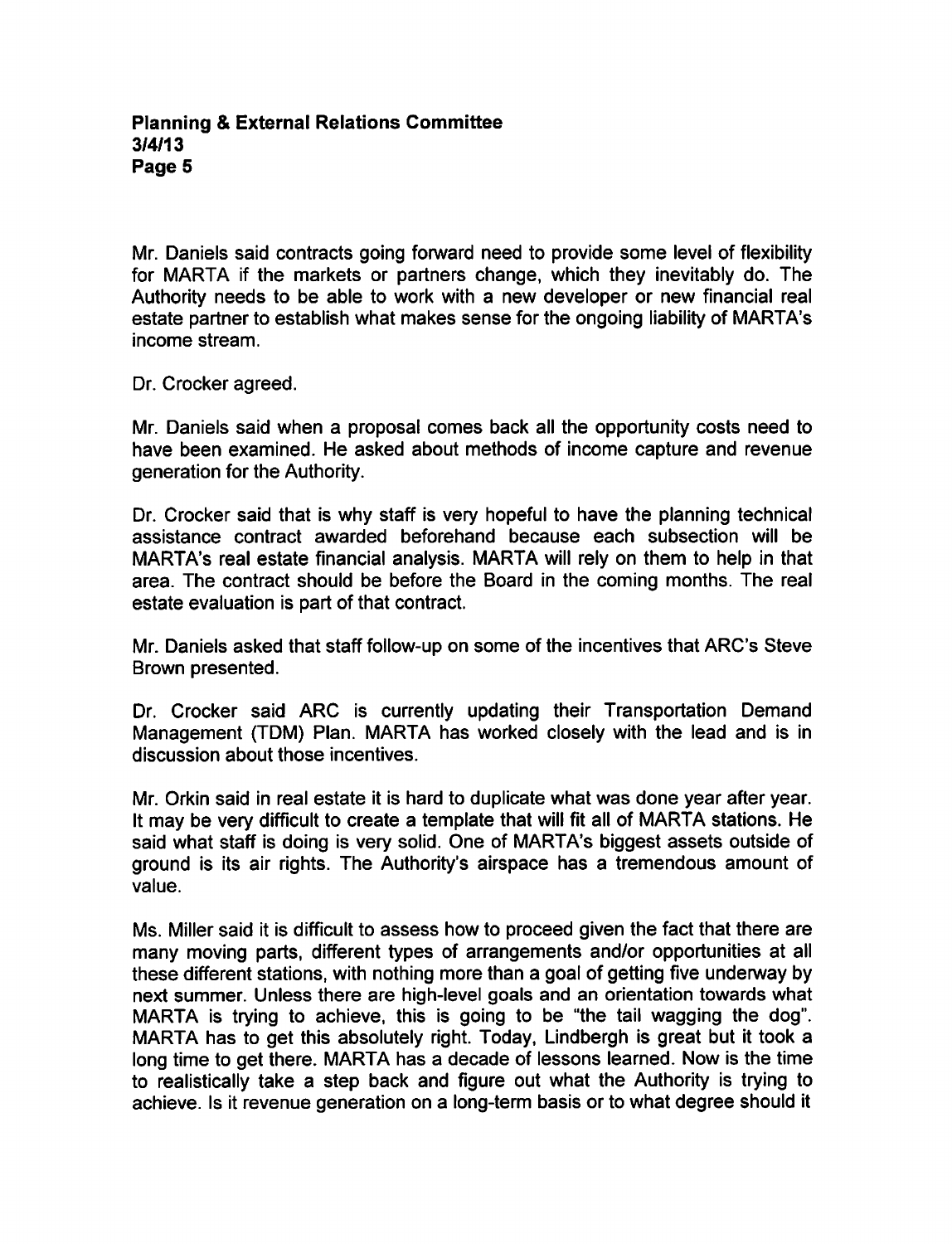Mr. Daniels said contracts going forward need to provide some level of flexibility for MARTA if the markets or partners change, which they inevitably do. The Authority needs to be able to work with a new developer or new financial real estate partner to establish what makes sense for the ongoing liability of MARTA's income stream.

Dr. Crocker agreed.

Mr. Daniels said when a proposal comes back all the opportunity costs need to have been examined. He asked about methods of income capture and revenue generation for the Authority.

Dr. Crocker said that is why staff is very hopeful to have the planning technical assistance contract awarded beforehand because each subsection will be MARTA's real estate financial analysis. MARTA will rely on them to help in that area. The contract should be before the Board in the coming months. The real estate evaluation is part of that contract.

Mr. Daniels asked that staff follow-up on some of the incentives that ARC's Steve Brown presented.

Dr. Crocker said ARC is currently updating their Transportation Demand Management (TDM) Plan. MARTA has worked closely with the lead and is in discussion about those incentives.

Mr. Orkin said in real estate it is hard to duplicate what was done year after year. It may be very difficult to create a template that will fit all of MARTA stations. He said what staff is doing is very solid. One of MARTA's biggest assets outside of ground is its air rights. The Authority's airspace has a tremendous amount of value.

Ms. Miller said it is difficult to assess how to proceed given the fact that there are many moving parts, different types of arrangements and/or opportunities at all these different stations, with nothing more than a goal of getting five underway by next summer. Unless there are high-level goals and an orientation towards what MARTA is trying to achieve, this is going to be "the tail wagging the dog". MARTA has to get this absolutely right. Today, Lindbergh is great but it took a long time to get there. MARTA has a decade of lessons learned. Now is the time to realistically take a step back and figure out what the Authority is trying to achieve. Is it revenue generation on a long-term basis or to what degree should it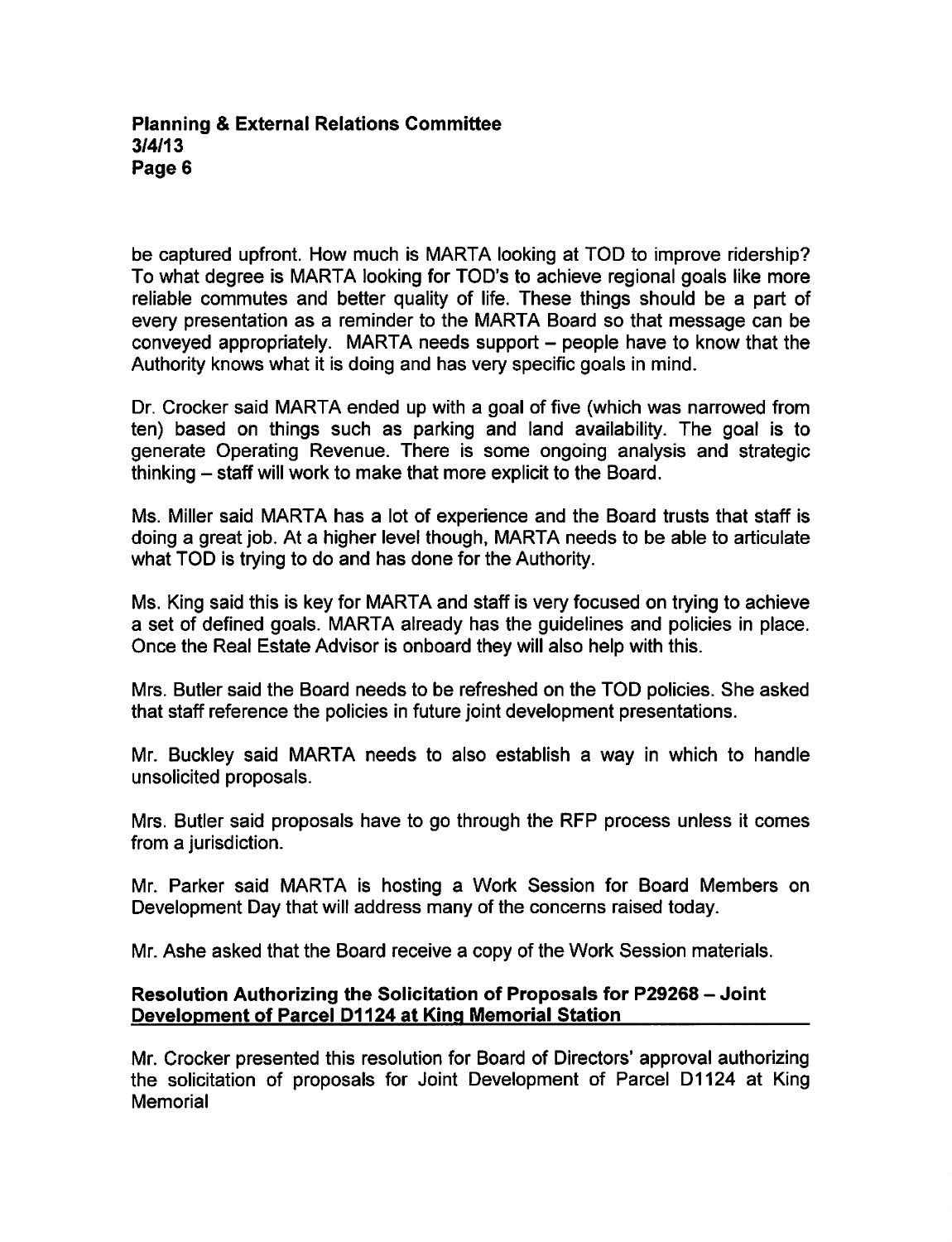be captured upfront. How much is MARTA looking at TOD to improve ridership? To what degree is MARTA looking for TOD's to achieve regional goals like more reliable commutes and better quality of life. These things should be a part of every presentation as a reminder to the MARTA Board so that message can be conveyed appropriately. MARTA needs support – people have to know that the Authority knows what it is doing and has very specific goals in mind.

Dr. Crocker said MARTA ended up with a goal of five (which was narrowed from ten) based on things such as parking and land availability. The goal is to generate Operating Revenue. There is some ongoing analysis and strategic thinking – staff will work to make that more explicit to the Board.

Ms. Miller said MARTA has a lot of experience and the Board trusts that staff is doing a great job. At a higher level though, MARTA needs to be able to articulate what TOD is trying to do and has done for the Authority.

Ms. King said this is key for MARTA and staff is very focused on trying to achieve a set of defined goals. MARTA already has the guidelines and policies in place. Once the Real Estate Advisor is onboard they will also help with this.

Mrs. Butler said the Board needs to be refreshed on the TOD policies. She asked that staff reference the policies in future joint development presentations.

Mr. Buckley said MARTA needs to also establish a way in which to handle unsolicited proposals.

Mrs. Butler said proposals have to go through the RFP process unless it comes from a jurisdiction.

Mr. Parker said MARTA is hosting a Work Session for Board Members on Development Day that will address many of the concerns raised today.

Mr. Ashe asked that the Board receive a copy of the Work Session materials.

**Resolution Authorizing the Solicitation of Proposals for P29268 – Joint Development of Parcel D1124 at King Memorial Station**

Mr. Crocker presented this resolution for Board of Directors' approval authorizing the solicitation of proposals for Joint Development of Parcel D1124 at King Memorial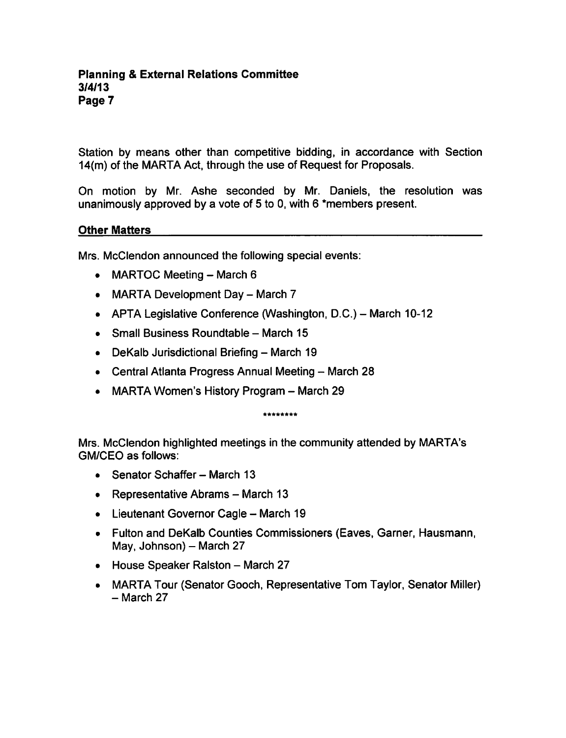Station by means other than competitive bidding, in accordance with Section 14(m) of the MARTA Act, through the use of Request for Proposals.

On motion by Mr. Ashe seconded by Mr. Daniels, the resolution was unanimously approved by a vote of 5 to 0, with 6 *members present.

## Other Matters

Mrs. McClendon announced the following special events:

- MARTOC Meeting – March 6
- MARTA Development Day – March 7
- APTA Legislative Conference (Washington, D.C.) – March 10-12
- Small Business Roundtable – March 15
- DeKalb Jurisdictional Briefing – March 19
- Central Atlanta Progress Annual Meeting – March 28
- MARTA Women's History Program – March 29

********

Mrs. McClendon highlighted meetings in the community attended by MARTA's GM/CEO as follows:

- Senator Schaffer – March 13
- Representative Abrams – March 13
- Lieutenant Governor Cagle – March 19
- Fulton and DeKalb Counties Commissioners (Eaves, Garner, Hausmann, May, Johnson) – March 27
- House Speaker Ralston – March 27
- MARTA Tour (Senator Gooch, Representative Tom Taylor, Senator Miller) – March 27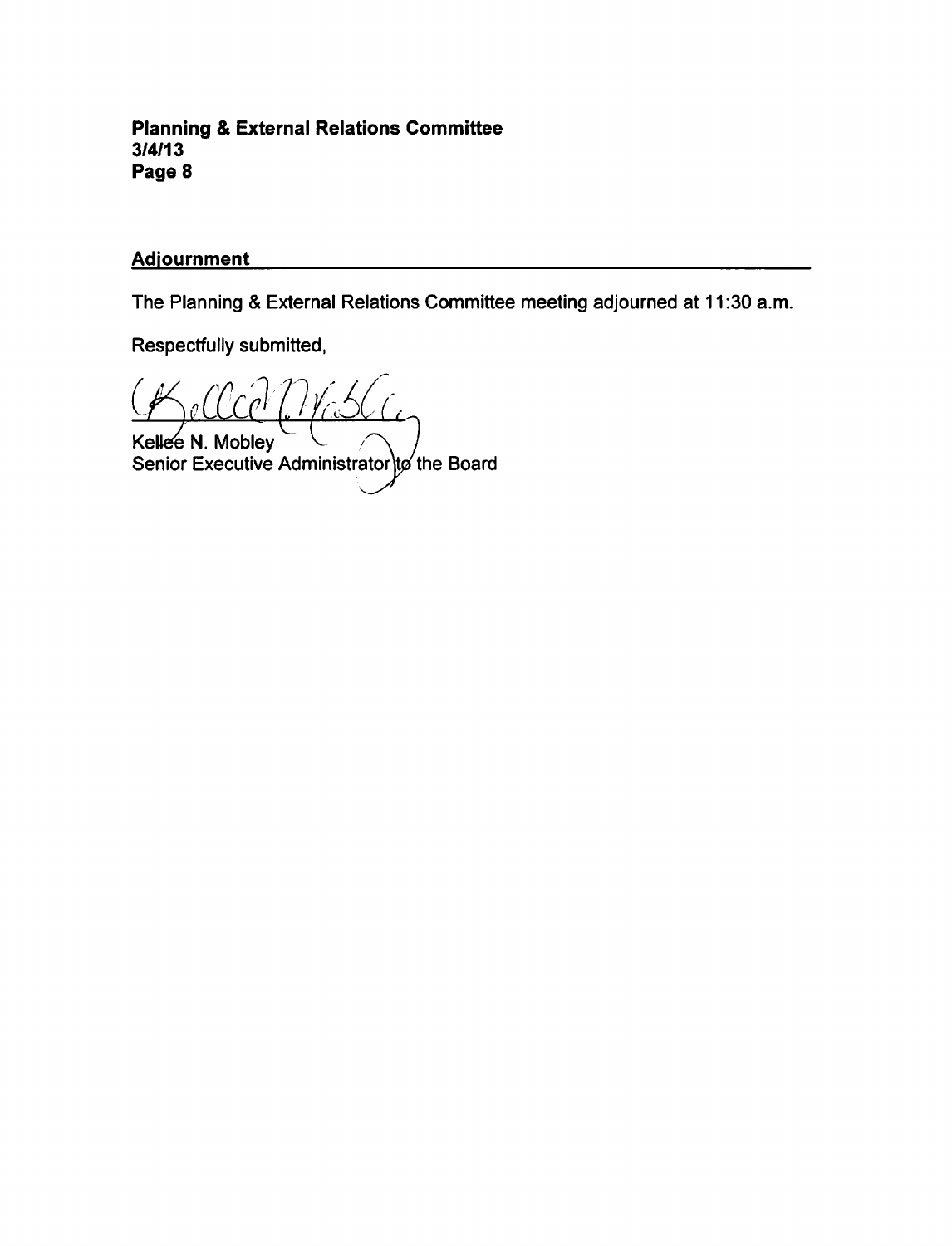## Adjournment

The Planning & External Relations Committee meeting adjourned at 11:30 a.m.

Respectfully submitted,

Kellee N. Mobley
Senior Executive Administrator to the Board